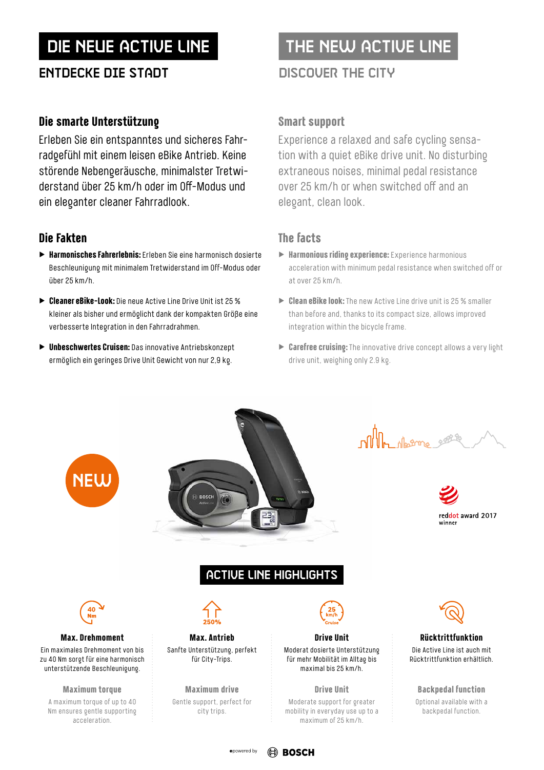# DIE NEUE ACTIVE LINE

## ENTDECKE DIE STADT

### Die smarte Unterstützung

Erleben Sie ein entspanntes und sicheres Fahrradgefühl mit einem leisen eBike Antrieb. Keine störende Nebengeräusche, minimalster Tretwiderstand über 25 km/h oder im Off-Modus und ein eleganter cleaner Fahrradlook.

### Die Fakten

- **Harmonisches Fahrerlebnis:** Erleben Sie eine harmonisch dosierte Beschleunigung mit minimalem Tretwiderstand im Off-Modus oder über 25 km/h.
- **Cleaner eBike-Look:** Die neue Active Line Drive Unit ist 25 % kleiner als bisher und ermöglicht dank der kompakten Größe eine verbesserte Integration in den Fahrradrahmen.
- **Unbeschwertes Cruisen:** Das innovative Antriebskonzept ermöglich ein geringes Drive Unit Gewicht von nur 2,9 kg.

# THE NEW ACTIVE LINE

## DISCOVER THE CITY

### Smart support

Experience a relaxed and safe cycling sensation with a quiet eBike drive unit. No disturbing extraneous noises, minimal pedal resistance over 25 km/h or when switched off and an elegant, clean look.

### The facts

- **Harmonious riding experience:** Experience harmonious acceleration with minimum pedal resistance when switched off or at over 25 km/h.
- **Clean eBike look:** The new Active Line drive unit is 25 % smaller than before and, thanks to its compact size, allows improved integration within the bicycle frame.
- **Carefree cruising:** The innovative drive concept allows a very light drive unit, weighing only 2.9 kg.

NEW

reddot award 2017 winner

## ACTIVE LINE HIGHLIGHTS

**Max. Drehmoment**
Ein maximales Drehmoment von bis zu 40 Nm sorgt für eine harmonisch unterstützende Beschleunigung.

**Maximum torque**
A maximum torque of up to 40 Nm ensures gentle supporting acceleration.

**Max. Antrieb**
Sanfte Unterstützung, perfekt für City-Trips.

**Maximum drive**
Gentle support, perfect for city trips.

**Drive Unit**
Moderat dosierte Unterstützung für mehr Mobilität im Alltag bis maximal bis 25 km/h.

**Drive Unit**
Moderate support for greater mobility in everyday use up to a maximum of 25 km/h.

**Rücktrittfunktion**
Die Active Line ist auch mit Rücktrittfunktion erhältlich.

**Backpedal function**
Optional available with a backpedal function.

powered by BOSCH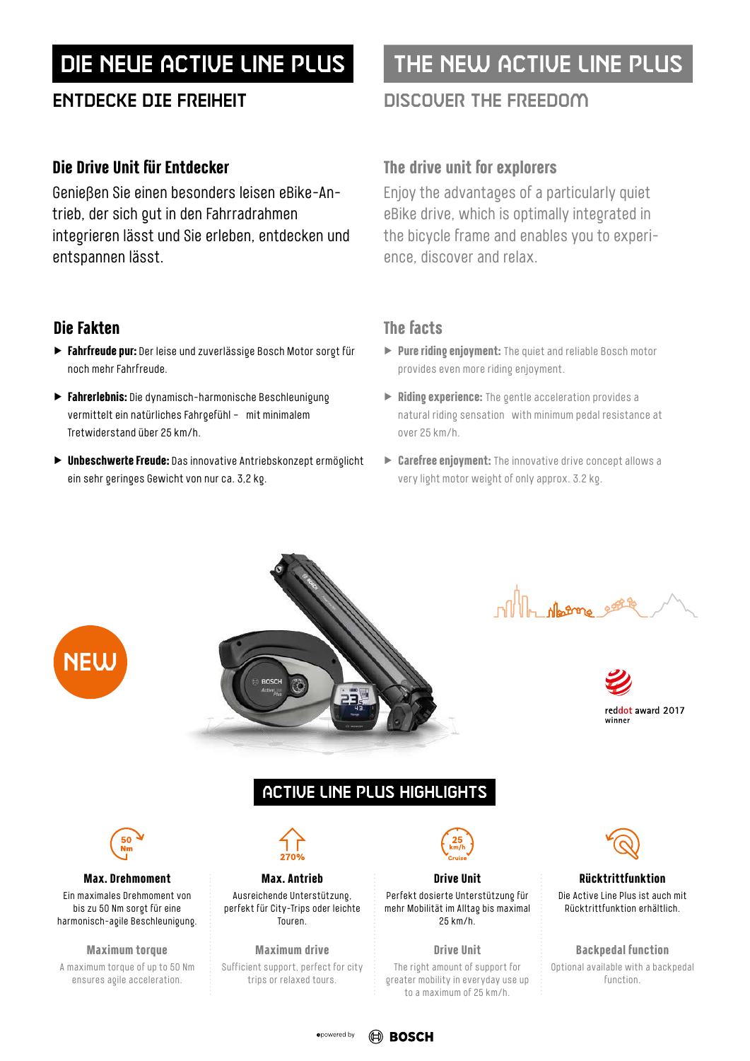# DIE NEUE ACTIVE LINE PLUS

## ENTDECKE DIE FREIHEIT

### Die Drive Unit für Entdecker

Genießen Sie einen besonders leisen eBike-Antrieb, der sich gut in den Fahrradrahmen integrieren lässt und Sie erleben, entdecken und entspannen lässt.

### Die Fakten

- **Fahrfreude pur:** Der leise und zuverlässige Bosch Motor sorgt für noch mehr Fahrfreude.
- **Fahrerlebnis:** Die dynamisch-harmonische Beschleunigung vermittelt ein natürliches Fahrgefühl – mit minimalem Tretwiderstand über 25 km/h.
- **Unbeschwerte Freude:** Das innovative Antriebskonzept ermöglicht ein sehr geringes Gewicht von nur ca. 3,2 kg.

# THE NEW ACTIVE LINE PLUS

## DISCOVER THE FREEDOM

### The drive unit for explorers

Enjoy the advantages of a particularly quiet eBike drive, which is optimally integrated in the bicycle frame and enables you to experience, discover and relax.

### The facts

- **Pure riding enjoyment:** The quiet and reliable Bosch motor provides even more riding enjoyment.
- **Riding experience:** The gentle acceleration provides a natural riding sensation with minimum pedal resistance at over 25 km/h.
- **Carefree enjoyment:** The innovative drive concept allows a very light motor weight of only approx. 3.2 kg.

NEW

reddot award 2017 winner

## ACTIVE LINE PLUS HIGHLIGHTS

**Max. Drehmoment**
Ein maximales Drehmoment von bis zu 50 Nm sorgt für eine harmonisch-agile Beschleunigung.

**Maximum torque**
A maximum torque of up to 50 Nm ensures agile acceleration.

**Max. Antrieb**
Ausreichende Unterstützung, perfekt für City-Trips oder leichte Touren.

**Maximum drive**
Sufficient support, perfect for city trips or relaxed tours.

**Drive Unit**
Perfekt dosierte Unterstützung für mehr Mobilität im Alltag bis maximal 25 km/h.

**Drive Unit**
The right amount of support for greater mobility in everyday use up to a maximum of 25 km/h.

**Rücktrittfunktion**
Die Active Line Plus ist auch mit Rücktrittfunktion erhältlich.

**Backpedal function**
Optional available with a backpedal function.

powered by BOSCH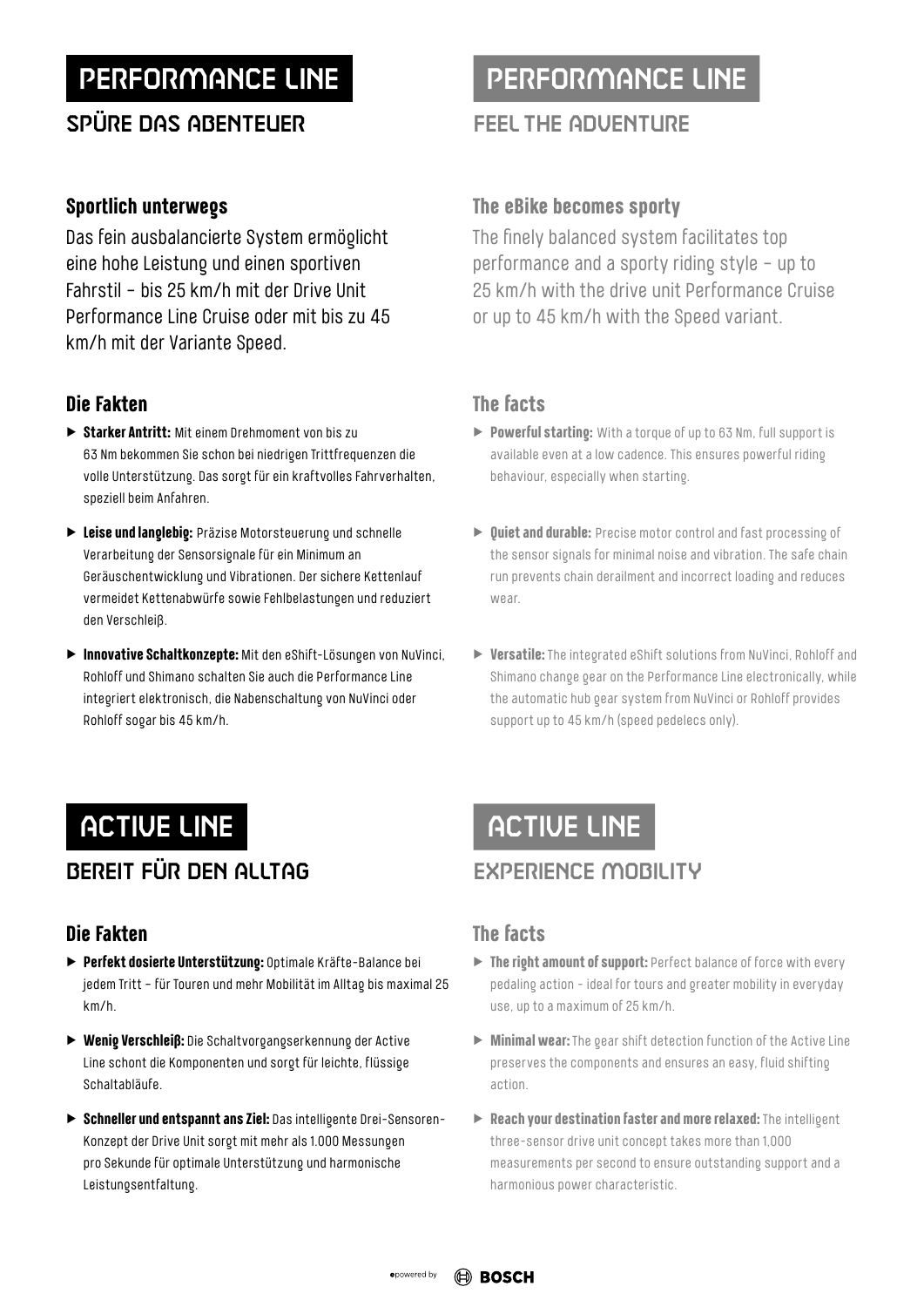# PERFORMANCE LINE

## SPÜRE DAS ABENTEUER

### Sportlich unterwegs

Das fein ausbalancierte System ermöglicht eine hohe Leistung und einen sportiven Fahrstil – bis 25 km/h mit der Drive Unit Performance Line Cruise oder mit bis zu 45 km/h mit der Variante Speed.

### Die Fakten

- **Starker Antritt:** Mit einem Drehmoment von bis zu 63 Nm bekommen Sie schon bei niedrigen Trittfrequenzen die volle Unterstützung. Das sorgt für ein kraftvolles Fahrverhalten, speziell beim Anfahren.
- **Leise und langlebig:** Präzise Motorsteuerung und schnelle Verarbeitung der Sensorsignale für ein Minimum an Geräuschentwicklung und Vibrationen. Der sichere Kettenlauf vermeidet Kettenabwürfe sowie Fehlbelastungen und reduziert den Verschleiß.
- **Innovative Schaltkonzepte:** Mit den eShift-Lösungen von NuVinci, Rohloff und Shimano schalten Sie auch die Performance Line integriert elektronisch, die Nabenschaltung von NuVinci oder Rohloff sogar bis 45 km/h.

# PERFORMANCE LINE

## FEEL THE ADVENTURE

### The eBike becomes sporty

The finely balanced system facilitates top performance and a sporty riding style – up to 25 km/h with the drive unit Performance Cruise or up to 45 km/h with the Speed variant.

### The facts

- **Powerful starting:** With a torque of up to 63 Nm, full support is available even at a low cadence. This ensures powerful riding behaviour, especially when starting.
- **Quiet and durable:** Precise motor control and fast processing of the sensor signals for minimal noise and vibration. The safe chain run prevents chain derailment and incorrect loading and reduces wear.
- **Versatile:** The integrated eShift solutions from NuVinci, Rohloff and Shimano change gear on the Performance Line electronically, while the automatic hub gear system from NuVinci or Rohloff provides support up to 45 km/h (speed pedelecs only).

# ACTIVE LINE

## BEREIT FÜR DEN ALLTAG

### Die Fakten

- **Perfekt dosierte Unterstützung:** Optimale Kräfte-Balance bei jedem Tritt – für Touren und mehr Mobilität im Alltag bis maximal 25 km/h.
- **Wenig Verschleiß:** Die Schaltvorgangserkennung der Active Line schont die Komponenten und sorgt für leichte, flüssige Schaltabläufe.
- **Schneller und entspannt ans Ziel:** Das intelligente Drei-Sensoren-Konzept der Drive Unit sorgt mit mehr als 1.000 Messungen pro Sekunde für optimale Unterstützung und harmonische Leistungsentfaltung.

# ACTIVE LINE

## EXPERIENCE MOBILITY

### The facts

- **The right amount of support:** Perfect balance of force with every pedaling action – ideal for tours and greater mobility in everyday use, up to a maximum of 25 km/h.
- **Minimal wear:** The gear shift detection function of the Active Line preserves the components and ensures an easy, fluid shifting action.
- **Reach your destination faster and more relaxed:** The intelligent three-sensor drive unit concept takes more than 1,000 measurements per second to ensure outstanding support and a harmonious power characteristic.

powered by BOSCH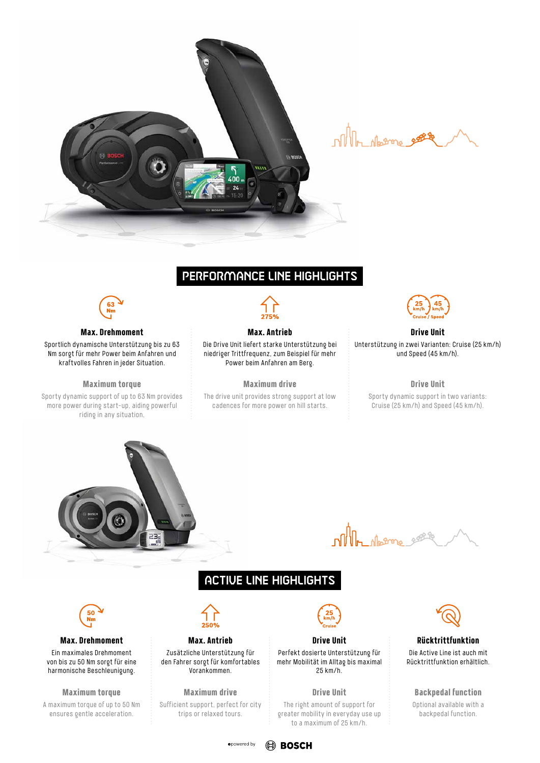## PERFORMANCE LINE HIGHLIGHTS

### Max. Drehmoment

Sportlich dynamische Unterstützung bis zu 63 Nm sorgt für mehr Power beim Anfahren und kraftvolles Fahren in jeder Situation.

#### Maximum torque

Sporty dynamic support of up to 63 Nm provides more power during start-up, aiding powerful riding in any situation.

### Max. Antrieb

Die Drive Unit liefert starke Unterstützung bei niedriger Trittfrequenz, zum Beispiel für mehr Power beim Anfahren am Berg.

#### Maximum drive

The drive unit provides strong support at low cadences for more power on hill starts.

### Drive Unit

Unterstützung in zwei Varianten: Cruise (25 km/h) und Speed (45 km/h).

#### Drive Unit

Sporty dynamic support in two variants: Cruise (25 km/h) and Speed (45 km/h).

## ACTIVE LINE HIGHLIGHTS

### Max. Drehmoment

Ein maximales Drehmoment von bis zu 50 Nm sorgt für eine harmonische Beschleunigung.

#### Maximum torque

A maximum torque of up to 50 Nm ensures gentle acceleration.

### Max. Antrieb

Zusätzliche Unterstützung für den Fahrer sorgt für komfortables Vorankommen.

#### Maximum drive

Sufficient support, perfect for city trips or relaxed tours.

### Drive Unit

Perfekt dosierte Unterstützung für mehr Mobilität im Alltag bis maximal 25 km/h.

#### Drive Unit

The right amount of support for greater mobility in everyday use up to a maximum of 25 km/h.

### Rücktrittfunktion

Die Active Line ist auch mit Rücktrittfunktion erhältlich.

#### Backpedal function

Optional available with a backpedal function.

powered by BOSCH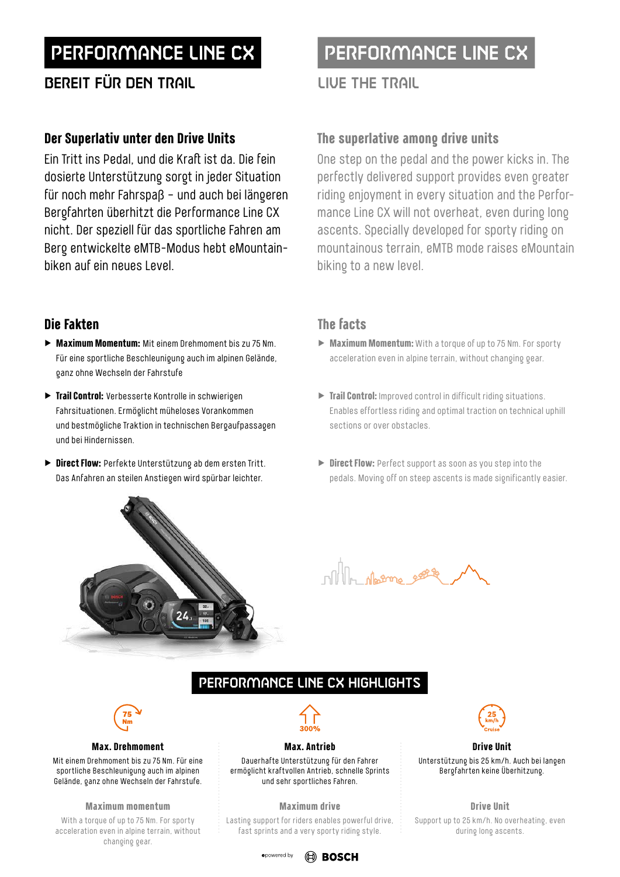# PERFORMANCE LINE CX

## BEREIT FÜR DEN TRAIL

### Der Superlativ unter den Drive Units

Ein Tritt ins Pedal, und die Kraft ist da. Die fein dosierte Unterstützung sorgt in jeder Situation für noch mehr Fahrspaß – und auch bei längeren Bergfahrten überhitzt die Performance Line CX nicht. Der speziell für das sportliche Fahren am Berg entwickelte eMTB-Modus hebt eMountainbiken auf ein neues Level.

### Die Fakten

- **Maximum Momentum:** Mit einem Drehmoment bis zu 75 Nm. Für eine sportliche Beschleunigung auch im alpinen Gelände, ganz ohne Wechseln der Fahrstufe
- **Trail Control:** Verbesserte Kontrolle in schwierigen Fahrsituationen. Ermöglicht müheloses Vorankommen und bestmögliche Traktion in technischen Bergaufpassagen und bei Hindernissen.
- **Direct Flow:** Perfekte Unterstützung ab dem ersten Tritt. Das Anfahren an steilen Anstiegen wird spürbar leichter.

# PERFORMANCE LINE CX

## LIVE THE TRAIL

### The superlative among drive units

One step on the pedal and the power kicks in. The perfectly delivered support provides even greater riding enjoyment in every situation and the Performance Line CX will not overheat, even during long ascents. Specially developed for sporty riding on mountainous terrain, eMTB mode raises eMountain biking to a new level.

### The facts

- **Maximum Momentum:** With a torque of up to 75 Nm. For sporty acceleration even in alpine terrain, without changing gear.
- **Trail Control:** Improved control in difficult riding situations. Enables effortless riding and optimal traction on technical uphill sections or over obstacles.
- **Direct Flow:** Perfect support as soon as you step into the pedals. Moving off on steep ascents is made significantly easier.

## PERFORMANCE LINE CX HIGHLIGHTS

### Max. Drehmoment

Mit einem Drehmoment bis zu 75 Nm. Für eine sportliche Beschleunigung auch im alpinen Gelände, ganz ohne Wechseln der Fahrstufe.

**Maximum momentum**

With a torque of up to 75 Nm. For sporty acceleration even in alpine terrain, without changing gear.

### Max. Antrieb

Dauerhafte Unterstützung für den Fahrer ermöglicht kraftvollen Antrieb, schnelle Sprints und sehr sportliches Fahren.

**Maximum drive**

Lasting support for riders enables powerful drive, fast sprints and a very sporty riding style.

### Drive Unit

Unterstützung bis 25 km/h. Auch bei langen Bergfahrten keine Überhitzung.

**Drive Unit**

Support up to 25 km/h. No overheating, even during long ascents.

powered by BOSCH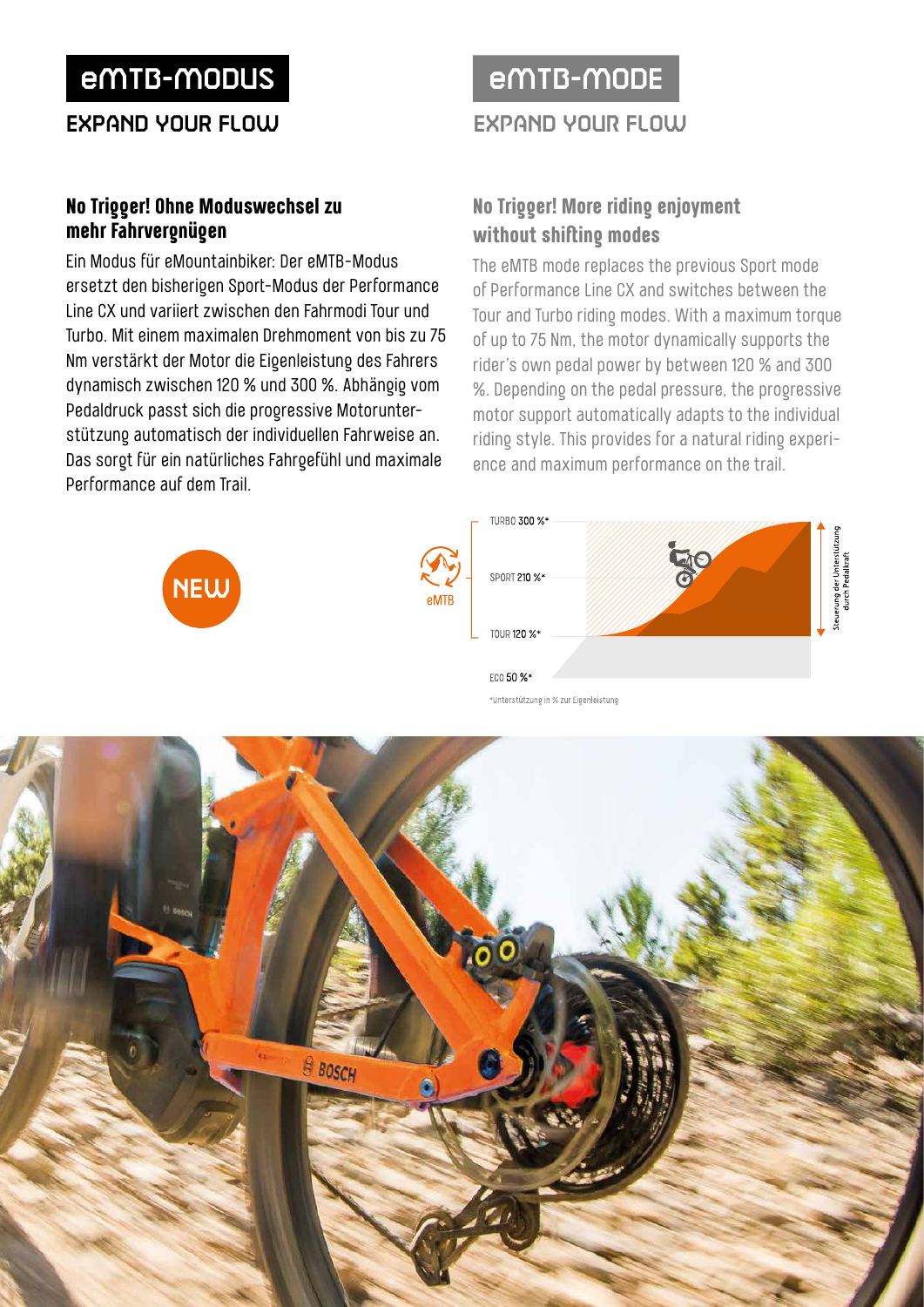# eMTB-MODUS

## EXPAND YOUR FLOW

### No Trigger! Ohne Moduswechsel zu mehr Fahrvergnügen

Ein Modus für eMountainbiker: Der eMTB-Modus ersetzt den bisherigen Sport-Modus der Performance Line CX und variiert zwischen den Fahrmodi Tour und Turbo. Mit einem maximalen Drehmoment von bis zu 75 Nm verstärkt der Motor die Eigenleistung des Fahrers dynamisch zwischen 120 % und 300 %. Abhängig vom Pedaldruck passt sich die progressive Motorunterstützung automatisch der individuellen Fahrweise an. Das sorgt für ein natürliches Fahrgefühl und maximale Performance auf dem Trail.

# eMTB-MODE

## EXPAND YOUR FLOW

### No Trigger! More riding enjoyment without shifting modes

The eMTB mode replaces the previous Sport mode of Performance Line CX and switches between the Tour and Turbo riding modes. With a maximum torque of up to 75 Nm, the motor dynamically supports the rider's own pedal power by between 120 % and 300 %. Depending on the pedal pressure, the progressive motor support automatically adapts to the individual riding style. This provides for a natural riding experience and maximum performance on the trail.

NEW

eMTB

TURBO 300 %*

SPORT 210 %*

TOUR 120 %*

ECO 50 %*

Steuerung der Unterstützung durch Pedalkraft

*Unterstützung in % zur Eigenleistung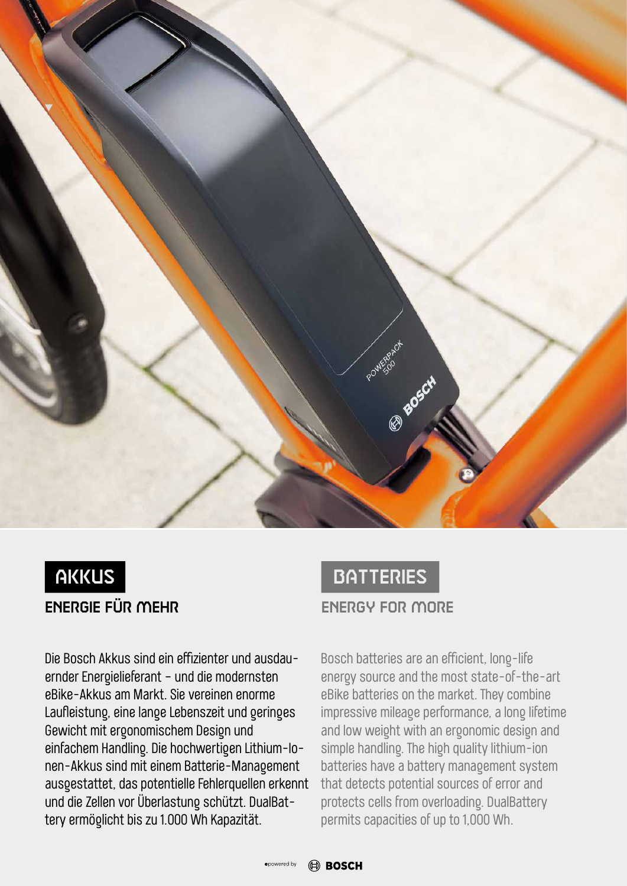## AKKUS

### ENERGIE FÜR MEHR

Die Bosch Akkus sind ein effizienter und ausdauernder Energielieferant – und die modernsten eBike-Akkus am Markt. Sie vereinen enorme Laufleistung, eine lange Lebenszeit und geringes Gewicht mit ergonomischem Design und einfachem Handling. Die hochwertigen Lithium-Ionen-Akkus sind mit einem Batterie-Management ausgestattet, das potentielle Fehlerquellen erkennt und die Zellen vor Überlastung schützt. DualBattery ermöglicht bis zu 1.000 Wh Kapazität.

## BATTERIES

### ENERGY FOR MORE

Bosch batteries are an efficient, long-life energy source and the most state-of-the-art eBike batteries on the market. They combine impressive mileage performance, a long lifetime and low weight with an ergonomic design and simple handling. The high quality lithium-ion batteries have a battery management system that detects potential sources of error and protects cells from overloading. DualBattery permits capacities of up to 1,000 Wh.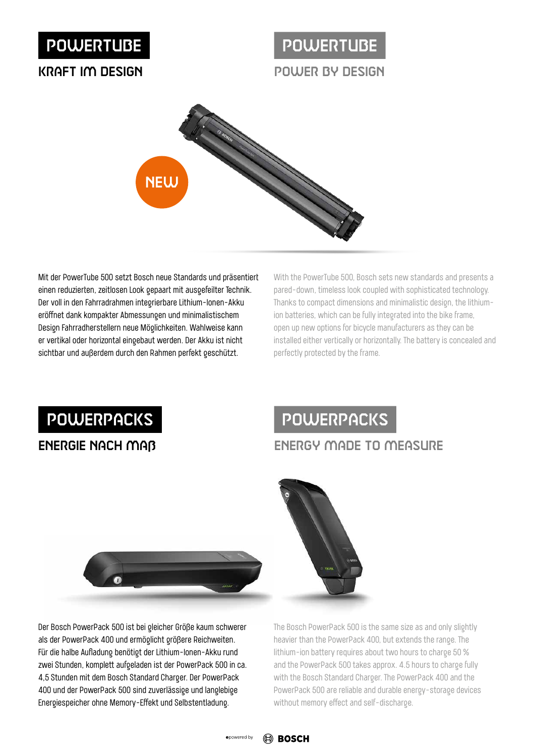# POWERTUBE

## KRAFT IM DESIGN

NEW

Mit der PowerTube 500 setzt Bosch neue Standards und präsentiert einen reduzierten, zeitlosen Look gepaart mit ausgefeilter Technik. Der voll in den Fahrradrahmen integrierbare Lithium-Ionen-Akku eröffnet dank kompakter Abmessungen und minimalistischem Design Fahrradherstellern neue Möglichkeiten. Wahlweise kann er vertikal oder horizontal eingebaut werden. Der Akku ist nicht sichtbar und außerdem durch den Rahmen perfekt geschützt.

# POWERTUBE

## POWER BY DESIGN

With the PowerTube 500, Bosch sets new standards and presents a pared-down, timeless look coupled with sophisticated technology. Thanks to compact dimensions and minimalistic design, the lithium-ion batteries, which can be fully integrated into the bike frame, open up new options for bicycle manufacturers as they can be installed either vertically or horizontally. The battery is concealed and perfectly protected by the frame.

# POWERPACKS

## ENERGIE NACH MAß

Der Bosch PowerPack 500 ist bei gleicher Größe kaum schwerer als der PowerPack 400 und ermöglicht größere Reichweiten. Für die halbe Aufladung benötigt der Lithium-Ionen-Akku rund zwei Stunden, komplett aufgeladen ist der PowerPack 500 in ca. 4,5 Stunden mit dem Bosch Standard Charger. Der PowerPack 400 und der PowerPack 500 sind zuverlässige und langlebige Energiespeicher ohne Memory-Effekt und Selbstentladung.

# POWERPACKS

## ENERGY MADE TO MEASURE

The Bosch PowerPack 500 is the same size as and only slightly heavier than the PowerPack 400, but extends the range. The lithium-ion battery requires about two hours to charge 50 % and the PowerPack 500 takes approx. 4.5 hours to charge fully with the Bosch Standard Charger. The PowerPack 400 and the PowerPack 500 are reliable and durable energy-storage devices without memory effect and self-discharge.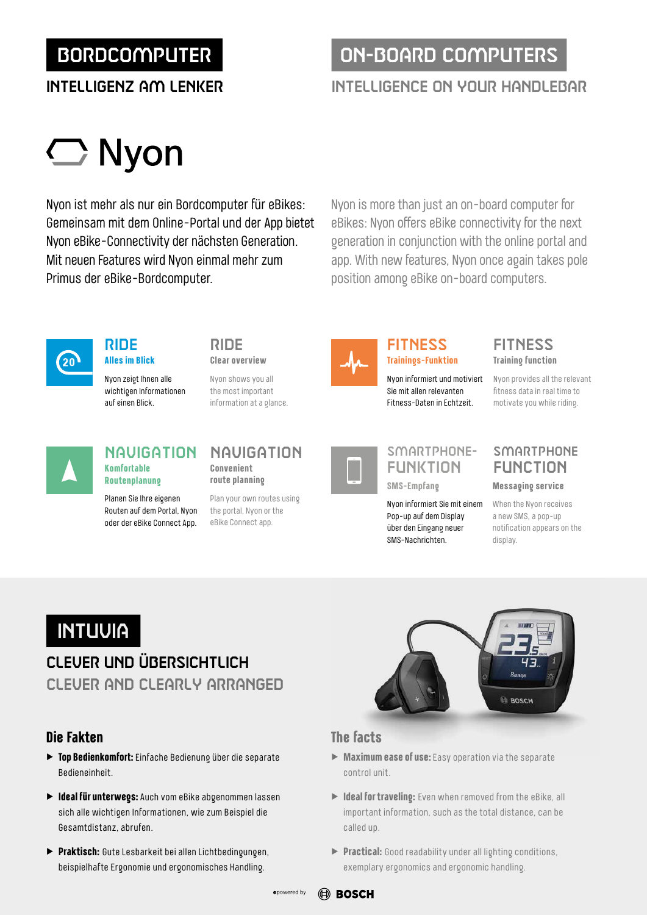# BORDCOMPUTER

## INTELLIGENZ AM LENKER

# ON-BOARD COMPUTERS

## INTELLIGENCE ON YOUR HANDLEBAR

# Nyon

Nyon ist mehr als nur ein Bordcomputer für eBikes: Gemeinsam mit dem Online-Portal und der App bietet Nyon eBike-Connectivity der nächsten Generation. Mit neuen Features wird Nyon einmal mehr zum Primus der eBike-Bordcomputer.

Nyon is more than just an on-board computer for eBikes: Nyon offers eBike connectivity for the next generation in conjunction with the online portal and app. With new features, Nyon once again takes pole position among eBike on-board computers.

### RIDE
**Alles im Blick**

Nyon zeigt Ihnen alle wichtigen Informationen auf einen Blick.

### RIDE
**Clear overview**

Nyon shows you all the most important information at a glance.

### FITNESS
**Trainings-Funktion**

Nyon informiert und motiviert Sie mit allen relevanten Fitness-Daten in Echtzeit.

### FITNESS
**Training function**

Nyon provides all the relevant fitness data in real time to motivate you while riding.

### NAVIGATION
**Komfortable Routenplanung**

Planen Sie Ihre eigenen Routen auf dem Portal, Nyon oder der eBike Connect App.

### NAVIGATION
**Convenient route planning**

Plan your own routes using the portal, Nyon or the eBike Connect app.

### SMARTPHONE-FUNKTION
**SMS-Empfang**

Nyon informiert Sie mit einem Pop-up auf dem Display über den Eingang neuer SMS-Nachrichten.

### SMARTPHONE FUNCTION
**Messaging service**

When the Nyon receives a new SMS, a pop-up notification appears on the display.

# INTUVIA

## CLEVER UND ÜBERSICHTLICH

## CLEVER AND CLEARLY ARRANGED

### Die Fakten

- **Top Bedienkomfort:** Einfache Bedienung über die separate Bedieneinheit.
- **Ideal für unterwegs:** Auch vom eBike abgenommen lassen sich alle wichtigen Informationen, wie zum Beispiel die Gesamtdistanz, abrufen.
- **Praktisch:** Gute Lesbarkeit bei allen Lichtbedingungen, beispielhafte Ergonomie und ergonomisches Handling.

### The facts

- **Maximum ease of use:** Easy operation via the separate control unit.
- **Ideal for traveling:** Even when removed from the eBike, all important information, such as the total distance, can be called up.
- **Practical:** Good readability under all lighting conditions, exemplary ergonomics and ergonomic handling.

powered by BOSCH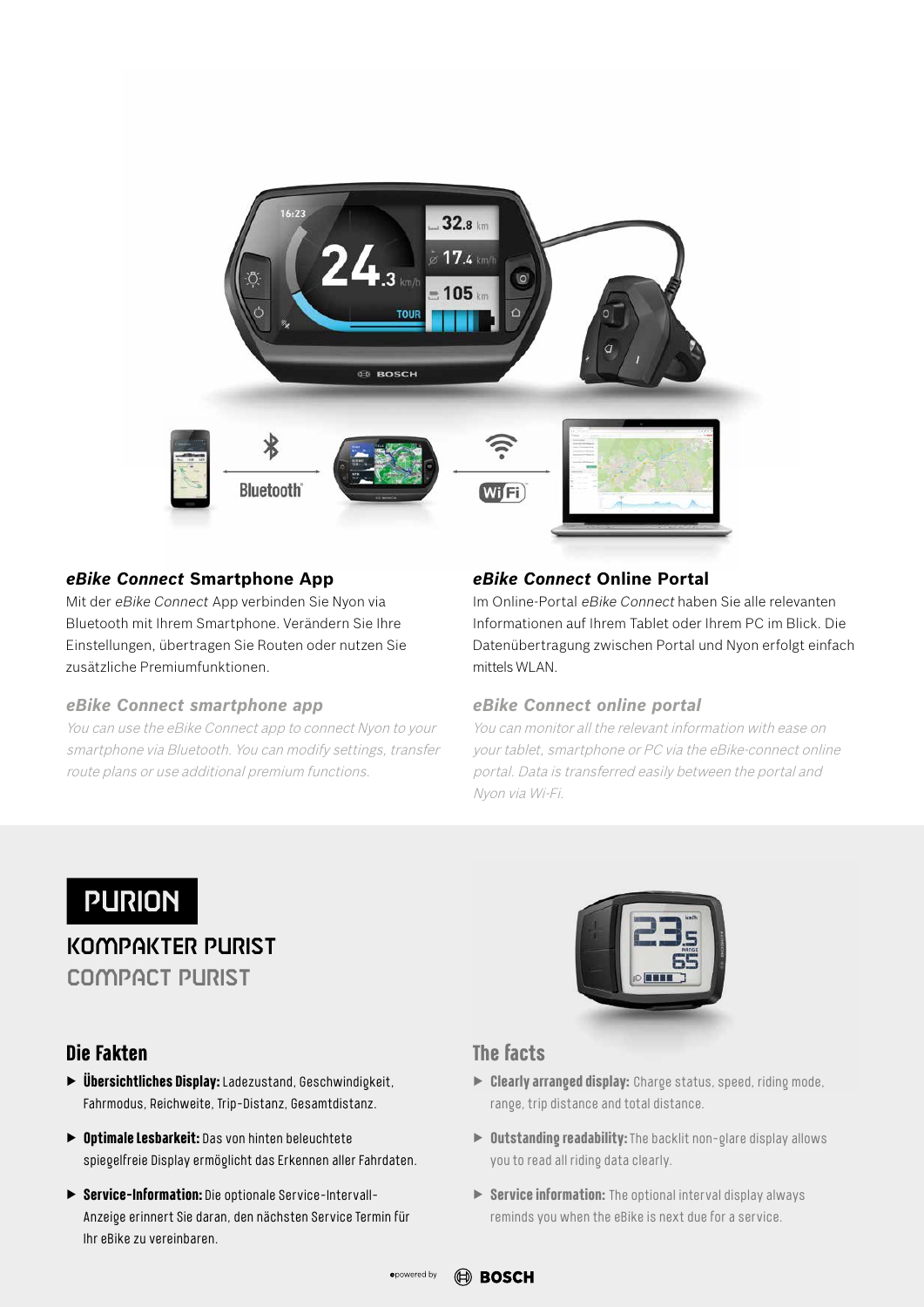### *eBike Connect* Smartphone App

Mit der *eBike Connect* App verbinden Sie Nyon via Bluetooth mit Ihrem Smartphone. Verändern Sie Ihre Einstellungen, übertragen Sie Routen oder nutzen Sie zusätzliche Premiumfunktionen.

### *eBike Connect smartphone app*

*You can use the eBike Connect app to connect Nyon to your smartphone via Bluetooth. You can modify settings, transfer route plans or use additional premium functions.*

### *eBike Connect* Online Portal

Im Online-Portal *eBike Connect* haben Sie alle relevanten Informationen auf Ihrem Tablet oder Ihrem PC im Blick. Die Datenübertragung zwischen Portal und Nyon erfolgt einfach mittels WLAN.

### *eBike Connect online portal*

*You can monitor all the relevant information with ease on your tablet, smartphone or PC via the eBike-connect online portal. Data is transferred easily between the portal and Nyon via Wi-Fi.*

## PURION

## KOMPAKTER PURIST

## COMPACT PURIST

### Die Fakten

- **Übersichtliches Display:** Ladezustand, Geschwindigkeit, Fahrmodus, Reichweite, Trip-Distanz, Gesamtdistanz.
- **Optimale Lesbarkeit:** Das von hinten beleuchtete spiegelfreie Display ermöglicht das Erkennen aller Fahrdaten.
- **Service-Information:** Die optionale Service-Intervall-Anzeige erinnert Sie daran, den nächsten Service Termin für Ihr eBike zu vereinbaren.

### The facts

- **Clearly arranged display:** Charge status, speed, riding mode, range, trip distance and total distance.
- **Outstanding readability:** The backlit non-glare display allows you to read all riding data clearly.
- **Service information:** The optional interval display always reminds you when the eBike is next due for a service.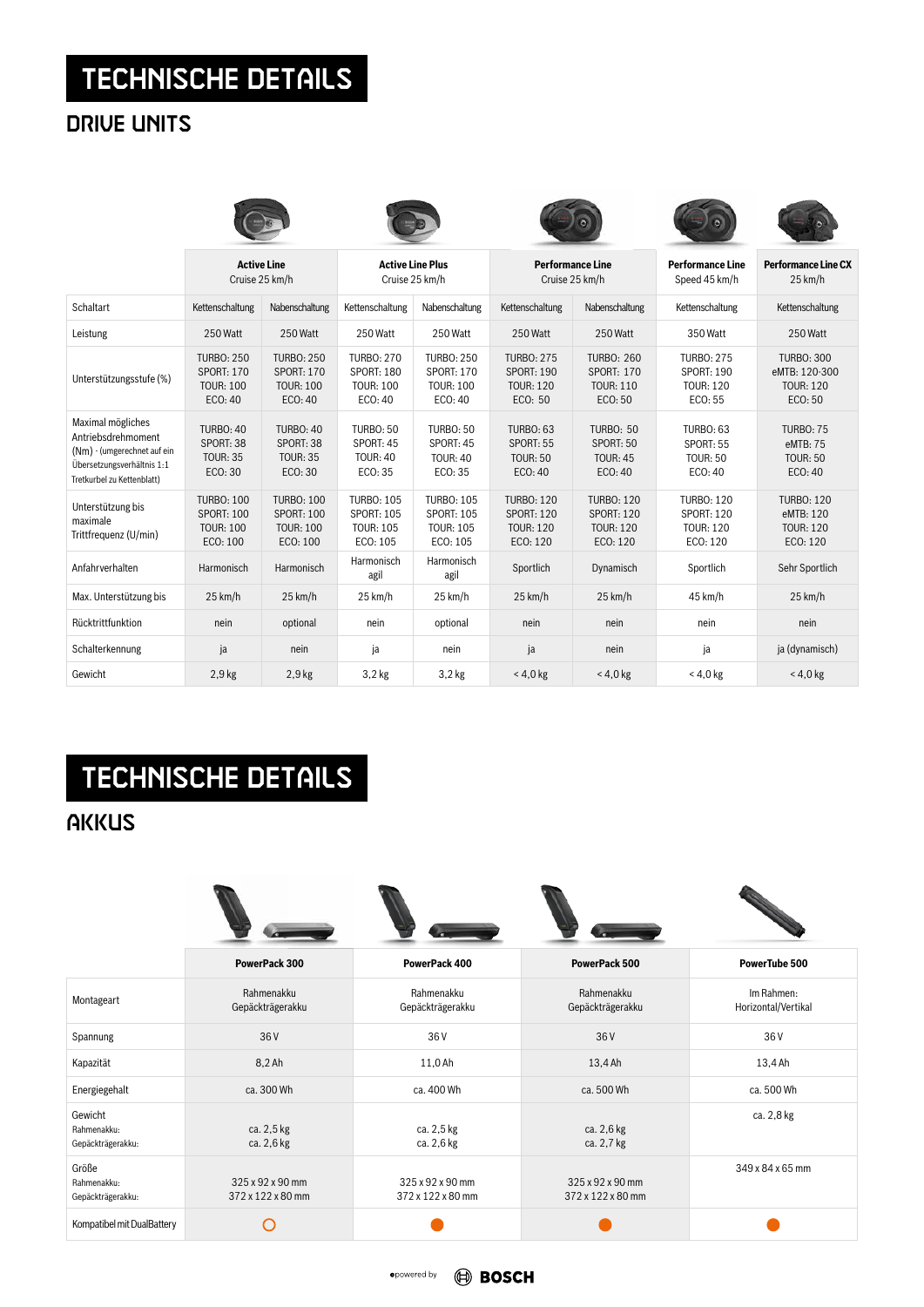# TECHNISCHE DETAILS

## DRIVE UNITS

| | Active Line Cruise 25 km/h | | Active Line Plus Cruise 25 km/h | | Performance Line Cruise 25 km/h | | Performance Line Speed 45 km/h | Performance Line CX 25 km/h |
|---|---|---|---|---|---|---|---|---|
| Schaltart | Kettenschaltung | Nabenschaltung | Kettenschaltung | Nabenschaltung | Kettenschaltung | Nabenschaltung | Kettenschaltung | Kettenschaltung |
| Leistung | 250 Watt | 250 Watt | 250 Watt | 250 Watt | 250 Watt | 250 Watt | 350 Watt | 250 Watt |
| Unterstützungsstufe (%) | TURBO: 250 SPORT: 170 TOUR: 100 ECO: 40 | TURBO: 250 SPORT: 170 TOUR: 100 ECO: 40 | TURBO: 270 SPORT: 180 TOUR: 100 ECO: 40 | TURBO: 250 SPORT: 170 TOUR: 100 ECO: 40 | TURBO: 275 SPORT: 190 TOUR: 120 ECO: 50 | TURBO: 260 SPORT: 170 TOUR: 110 ECO: 50 | TURBO: 275 SPORT: 190 TOUR: 120 ECO: 55 | TURBO: 300 eMTB: 120-300 TOUR: 120 ECO: 50 |
| Maximal mögliches Antriebsdrehmoment (Nm) - (umgerechnet auf ein Übersetzungsverhältnis 1:1 Tretkurbel zu Kettenblatt) | TURBO: 40 SPORT: 38 TOUR: 35 ECO: 30 | TURBO: 40 SPORT: 38 TOUR: 35 ECO: 30 | TURBO: 50 SPORT: 45 TOUR: 40 ECO: 35 | TURBO: 50 SPORT: 45 TOUR: 40 ECO: 35 | TURBO: 63 SPORT: 55 TOUR: 50 ECO: 40 | TURBO: 50 SPORT: 50 TOUR: 45 ECO: 40 | TURBO: 63 SPORT: 55 TOUR: 50 ECO: 40 | TURBO: 75 eMTB: 75 TOUR: 50 ECO: 40 |
| Unterstützung bis maximale Trittfrequenz (U/min) | TURBO: 100 SPORT: 100 TOUR: 100 ECO: 100 | TURBO: 100 SPORT: 100 TOUR: 100 ECO: 100 | TURBO: 105 SPORT: 105 TOUR: 105 ECO: 105 | TURBO: 105 SPORT: 105 TOUR: 105 ECO: 105 | TURBO: 120 SPORT: 120 TOUR: 120 ECO: 120 | TURBO: 120 SPORT: 120 TOUR: 120 ECO: 120 | TURBO: 120 SPORT: 120 TOUR: 120 ECO: 120 | TURBO: 120 eMTB: 120 TOUR: 120 ECO: 120 |
| Anfahrverhalten | Harmonisch | Harmonisch | Harmonisch agil | Harmonisch agil | Sportlich | Dynamisch | Sportlich | Sehr Sportlich |
| Max. Unterstützung bis | 25 km/h | 25 km/h | 25 km/h | 25 km/h | 25 km/h | 25 km/h | 45 km/h | 25 km/h |
| Rücktrittfunktion | nein | optional | nein | optional | nein | nein | nein | nein |
| Schalterkennung | ja | nein | ja | nein | ja | nein | ja | ja (dynamisch) |
| Gewicht | 2,9 kg | 2,9 kg | 3,2 kg | 3,2 kg | < 4,0 kg | < 4,0 kg | < 4,0 kg | < 4,0 kg |

# TECHNISCHE DETAILS

## AKKUS

| | PowerPack 300 | PowerPack 400 | PowerPack 500 | PowerTube 500 |
|---|---|---|---|---|
| Montageart | Rahmenakku Gepäckträgerakku | Rahmenakku Gepäckträgerakku | Rahmenakku Gepäckträgerakku | Im Rahmen: Horizontal/Vertikal |
| Spannung | 36 V | 36 V | 36 V | 36 V |
| Kapazität | 8,2 Ah | 11,0 Ah | 13,4 Ah | 13,4 Ah |
| Energiegehalt | ca. 300 Wh | ca. 400 Wh | ca. 500 Wh | ca. 500 Wh |
| Gewicht Rahmenakku: Gepäckträgerakku: | ca. 2,5 kg ca. 2,6 kg | ca. 2,5 kg ca. 2,6 kg | ca. 2,6 kg ca. 2,7 kg | ca. 2,8 kg |
| Größe Rahmenakku: Gepäckträgerakku: | 325 x 92 x 90 mm 372 x 122 x 80 mm | 325 x 92 x 90 mm 372 x 122 x 80 mm | 325 x 92 x 90 mm 372 x 122 x 80 mm | 349 x 84 x 65 mm |
| Kompatibel mit DualBattery | ○ | ● | ● | ● |

powered by BOSCH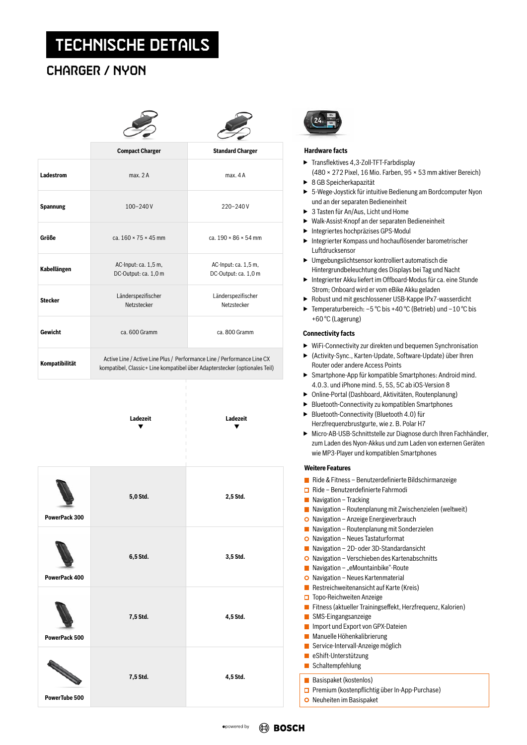# TECHNISCHE DETAILS

## CHARGER / NYON

| | Compact Charger | Standard Charger |
|---|---|---|
| **Ladestrom** | max. 2 A | max. 4 A |
| **Spannung** | 100–240 V | 220–240 V |
| **Größe** | ca. 160 × 75 × 45 mm | ca. 190 × 86 × 54 mm |
| **Kabellängen** | AC-Input: ca. 1,5 m, DC-Output: ca. 1,0 m | AC-Input: ca. 1,5 m, DC-Output: ca. 1,0 m |
| **Stecker** | Länderspezifischer Netzstecker | Länderspezifischer Netzstecker |
| **Gewicht** | ca. 600 Gramm | ca. 800 Gramm |
| **Kompatibilität** | Active Line / Active Line Plus / Performance Line / Performance Line CX kompatibel, Classic+ Line kompatibel über Adapterstecker (optionales Teil) | |

| | Ladezeit ▼ | Ladezeit ▼ |
|---|---|---|
| **PowerPack 300** | **5,0 Std.** | **2,5 Std.** |
| **PowerPack 400** | **6,5 Std.** | **3,5 Std.** |
| **PowerPack 500** | **7,5 Std.** | **4,5 Std.** |
| **PowerTube 500** | **7,5 Std.** | **4,5 Std.** |

### Hardware facts

- Transflektives 4,3-Zoll-TFT-Farbdisplay (480 × 272 Pixel, 16 Mio. Farben, 95 × 53 mm aktiver Bereich)
- 8 GB Speicherkapazität
- 5-Wege-Joystick für intuitive Bedienung am Bordcomputer Nyon und an der separaten Bedieneinheit
- 3 Tasten für An/Aus, Licht und Home
- Walk-Assist-Knopf an der separaten Bedieneinheit
- Integriertes hochpräzises GPS-Modul
- Integrierter Kompass und hochauflösender barometrischer Luftdrucksensor
- Umgebungslichtsensor kontrolliert automatisch die Hintergrundbeleuchtung des Displays bei Tag und Nacht
- Integrierter Akku liefert im Offboard-Modus für ca. eine Stunde Strom; Onboard wird er vom eBike Akku geladen
- Robust und mit geschlossener USB-Kappe IPx7-wasserdicht
- Temperaturbereich: −5 °C bis +40 °C (Betrieb) und −10 °C bis +60 °C (Lagerung)

### Connectivity facts

- WiFi-Connectivity zur direkten und bequemen Synchronisation
- (Activity-Sync., Karten-Update, Software-Update) über Ihren Router oder andere Access Points
- Smartphone-App für kompatible Smartphones: Android mind. 4.0.3. und iPhone mind. 5, 5S, 5C ab iOS-Version 8
- Online-Portal (Dashboard, Aktivitäten, Routenplanung)
- Bluetooth-Connectivity zu kompatiblen Smartphones
- Bluetooth-Connectivity (Bluetooth 4.0) für Herzfrequenzbrustgurte, wie z. B. Polar H7
- Micro-AB-USB-Schnittstelle zur Diagnose durch Ihren Fachhändler, zum Laden des Nyon-Akkus und zum Laden von externen Geräten wie MP3-Player und kompatiblen Smartphones

### Weitere Features

- ■ Ride & Fitness – Benutzerdefinierte Bildschirmanzeige
- □ Ride – Benutzerdefinierte Fahrmodi
- ■ Navigation – Tracking
- ■ Navigation – Routenplanung mit Zwischenzielen (weltweit)
- ○ Navigation – Anzeige Energieverbrauch
- ■ Navigation – Routenplanung mit Sonderzielen
- ○ Navigation – Neues Tastaturformat
- ■ Navigation – 2D- oder 3D-Standardansicht
- ○ Navigation – Verschieben des Kartenabschnitts
- ■ Navigation – „eMountainbike"-Route
- ○ Navigation – Neues Kartenmaterial
- ■ Restreichweitenansicht auf Karte (Kreis)
- □ Topo-Reichweiten Anzeige
- ■ Fitness (aktueller Trainingseffekt, Herzfrequenz, Kalorien)
- ■ SMS-Eingangsanzeige
- ■ Import und Export von GPX-Dateien
- ■ Manuelle Höhenkalibrierung
- ■ Service-Intervall-Anzeige möglich
- ■ eShift-Unterstützung
- ■ Schaltempfehlung

- ■ Basispaket (kostenlos)
- □ Premium (kostenpflichtig über In-App-Purchase)
- ○ Neuheiten im Basispaket

powered by BOSCH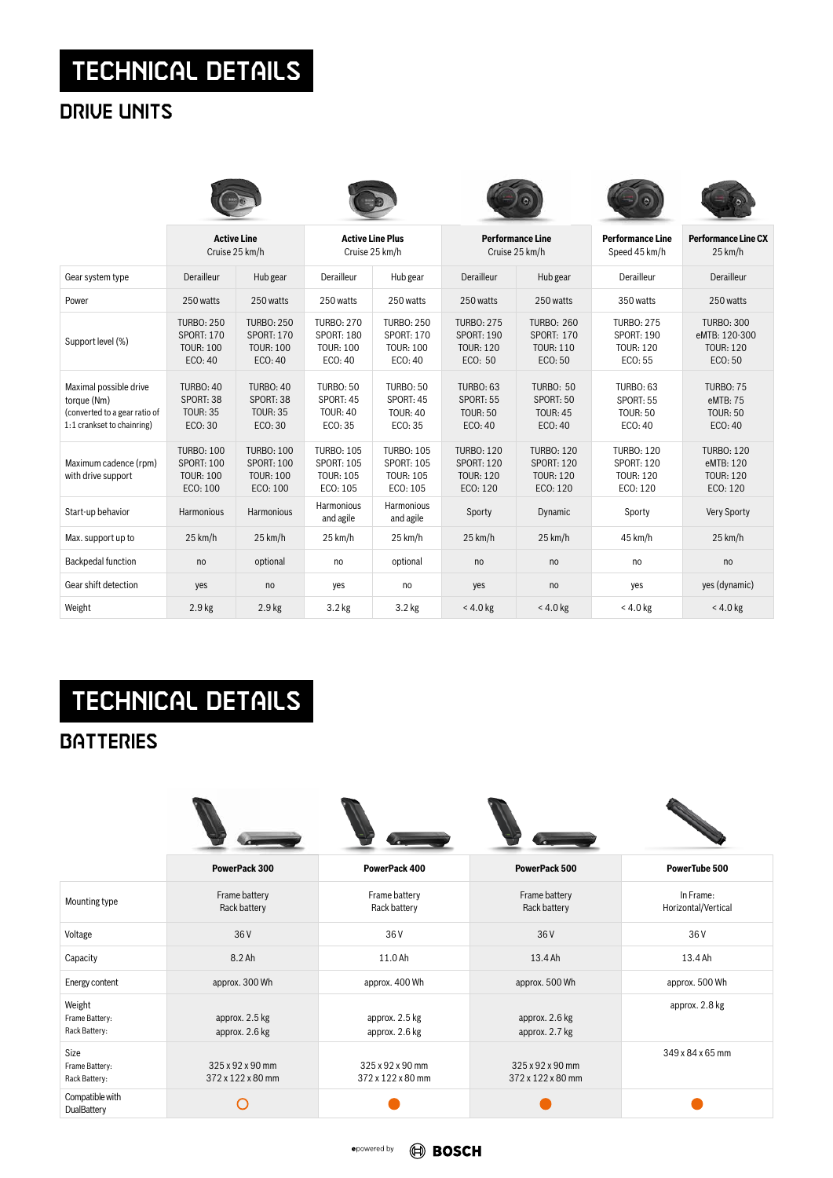# TECHNICAL DETAILS

## DRIVE UNITS

| | Active Line Cruise 25 km/h | | Active Line Plus Cruise 25 km/h | | Performance Line Cruise 25 km/h | | Performance Line Speed 45 km/h | Performance Line CX 25 km/h |
|---|---|---|---|---|---|---|---|---|
| Gear system type | Derailleur | Hub gear | Derailleur | Hub gear | Derailleur | Hub gear | Derailleur | Derailleur |
| Power | 250 watts | 250 watts | 250 watts | 250 watts | 250 watts | 250 watts | 350 watts | 250 watts |
| Support level (%) | TURBO: 250 SPORT: 170 TOUR: 100 ECO: 40 | TURBO: 250 SPORT: 170 TOUR: 100 ECO: 40 | TURBO: 270 SPORT: 180 TOUR: 100 ECO: 40 | TURBO: 250 SPORT: 170 TOUR: 100 ECO: 40 | TURBO: 275 SPORT: 190 TOUR: 120 ECO: 50 | TURBO: 260 SPORT: 170 TOUR: 110 ECO: 50 | TURBO: 275 SPORT: 190 TOUR: 120 ECO: 55 | TURBO: 300 eMTB: 120-300 TOUR: 120 ECO: 50 |
| Maximal possible drive torque (Nm) (converted to a gear ratio of 1:1 crankset to chainring) | TURBO: 40 SPORT: 38 TOUR: 35 ECO: 30 | TURBO: 40 SPORT: 38 TOUR: 35 ECO: 30 | TURBO: 50 SPORT: 45 TOUR: 40 ECO: 35 | TURBO: 50 SPORT: 45 TOUR: 40 ECO: 35 | TURBO: 63 SPORT: 55 TOUR: 50 ECO: 40 | TURBO: 50 SPORT: 50 TOUR: 45 ECO: 40 | TURBO: 63 SPORT: 55 TOUR: 50 ECO: 40 | TURBO: 75 eMTB: 75 TOUR: 50 ECO: 40 |
| Maximum cadence (rpm) with drive support | TURBO: 100 SPORT: 100 TOUR: 100 ECO: 100 | TURBO: 100 SPORT: 100 TOUR: 100 ECO: 100 | TURBO: 105 SPORT: 105 TOUR: 105 ECO: 105 | TURBO: 105 SPORT: 105 TOUR: 105 ECO: 105 | TURBO: 120 SPORT: 120 TOUR: 120 ECO: 120 | TURBO: 120 SPORT: 120 TOUR: 120 ECO: 120 | TURBO: 120 SPORT: 120 TOUR: 120 ECO: 120 | TURBO: 120 eMTB: 120 TOUR: 120 ECO: 120 |
| Start-up behavior | Harmonious | Harmonious | Harmonious and agile | Harmonious and agile | Sporty | Dynamic | Sporty | Very Sporty |
| Max. support up to | 25 km/h | 25 km/h | 25 km/h | 25 km/h | 25 km/h | 25 km/h | 45 km/h | 25 km/h |
| Backpedal function | no | optional | no | optional | no | no | no | no |
| Gear shift detection | yes | no | yes | no | yes | no | yes | yes (dynamic) |
| Weight | 2.9 kg | 2.9 kg | 3.2 kg | 3.2 kg | < 4.0 kg | < 4.0 kg | < 4.0 kg | < 4.0 kg |

# TECHNICAL DETAILS

## BATTERIES

| | PowerPack 300 | PowerPack 400 | PowerPack 500 | PowerTube 500 |
|---|---|---|---|---|
| Mounting type | Frame battery Rack battery | Frame battery Rack battery | Frame battery Rack battery | In Frame: Horizontal/Vertical |
| Voltage | 36 V | 36 V | 36 V | 36 V |
| Capacity | 8.2 Ah | 11.0 Ah | 13.4 Ah | 13.4 Ah |
| Energy content | approx. 300 Wh | approx. 400 Wh | approx. 500 Wh | approx. 500 Wh |
| Weight Frame Battery: Rack Battery: | approx. 2.5 kg approx. 2.6 kg | approx. 2.5 kg approx. 2.6 kg | approx. 2.6 kg approx. 2.7 kg | approx. 2.8 kg |
| Size Frame Battery: Rack Battery: | 325 x 92 x 90 mm 372 x 122 x 80 mm | 325 x 92 x 90 mm 372 x 122 x 80 mm | 325 x 92 x 90 mm 372 x 122 x 80 mm | 349 x 84 x 65 mm |
| Compatible with DualBattery | ○ | ● | ● | ● |

powered by BOSCH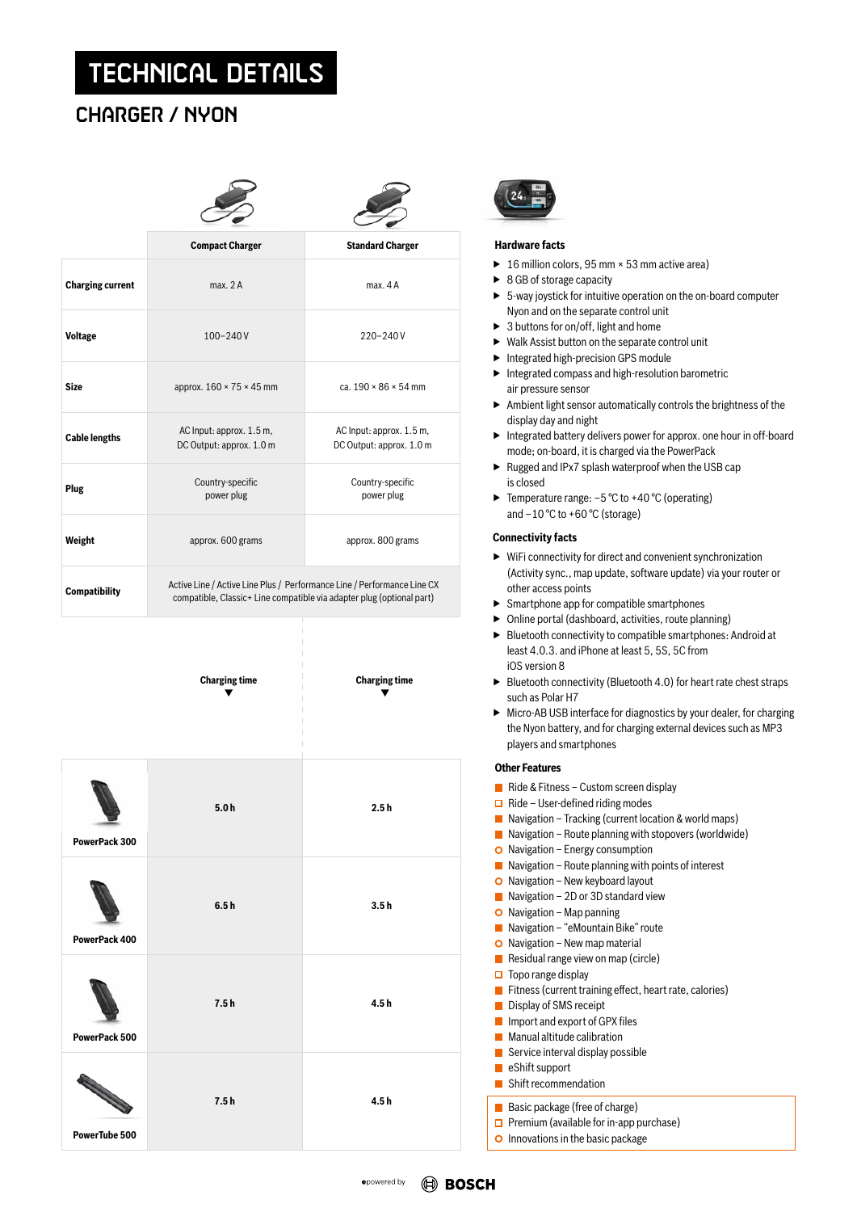# TECHNICAL DETAILS

## CHARGER / NYON

| | Compact Charger | Standard Charger |
|---|---|---|
| **Charging current** | max. 2 A | max. 4 A |
| **Voltage** | 100–240 V | 220–240 V |
| **Size** | approx. 160 × 75 × 45 mm | ca. 190 × 86 × 54 mm |
| **Cable lengths** | AC Input: approx. 1.5 m, DC Output: approx. 1.0 m | AC Input: approx. 1.5 m, DC Output: approx. 1.0 m |
| **Plug** | Country-specific power plug | Country-specific power plug |
| **Weight** | approx. 600 grams | approx. 800 grams |
| **Compatibility** | Active Line / Active Line Plus / Performance Line / Performance Line CX compatible, Classic+ Line compatible via adapter plug (optional part) | |

| | Charging time ▼ | Charging time ▼ |
|---|---|---|
| **PowerPack 300** | **5.0 h** | **2.5 h** |
| **PowerPack 400** | **6.5 h** | **3.5 h** |
| **PowerPack 500** | **7.5 h** | **4.5 h** |
| **PowerTube 500** | **7.5 h** | **4.5 h** |

### Hardware facts

- 16 million colors, 95 mm × 53 mm active area)
- 8 GB of storage capacity
- 5-way joystick for intuitive operation on the on-board computer Nyon and on the separate control unit
- 3 buttons for on/off, light and home
- Walk Assist button on the separate control unit
- Integrated high-precision GPS module
- Integrated compass and high-resolution barometric air pressure sensor
- Ambient light sensor automatically controls the brightness of the display day and night
- Integrated battery delivers power for approx. one hour in off-board mode; on-board, it is charged via the PowerPack
- Rugged and IPx7 splash waterproof when the USB cap is closed
- Temperature range: −5 °C to +40 °C (operating) and −10 °C to +60 °C (storage)

### Connectivity facts

- WiFi connectivity for direct and convenient synchronization (Activity sync., map update, software update) via your router or other access points
- Smartphone app for compatible smartphones
- Online portal (dashboard, activities, route planning)
- Bluetooth connectivity to compatible smartphones: Android at least 4.0.3. and iPhone at least 5, 5S, 5C from iOS version 8
- Bluetooth connectivity (Bluetooth 4.0) for heart rate chest straps such as Polar H7
- Micro-AB USB interface for diagnostics by your dealer, for charging the Nyon battery, and for charging external devices such as MP3 players and smartphones

### Other Features

- ■ Ride & Fitness – Custom screen display
- □ Ride – User-defined riding modes
- ■ Navigation – Tracking (current location & world maps)
- ■ Navigation – Route planning with stopovers (worldwide)
- ○ Navigation – Energy consumption
- ■ Navigation – Route planning with points of interest
- ○ Navigation – New keyboard layout
- ■ Navigation – 2D or 3D standard view
- ○ Navigation – Map panning
- ■ Navigation – "eMountain Bike" route
- ○ Navigation – New map material
- ■ Residual range view on map (circle)
- □ Topo range display
- ■ Fitness (current training effect, heart rate, calories)
- ■ Display of SMS receipt
- ■ Import and export of GPX files
- ■ Manual altitude calibration
- ■ Service interval display possible
- ■ eShift support
- ■ Shift recommendation

■ Basic package (free of charge)
□ Premium (available for in-app purchase)
○ Innovations in the basic package